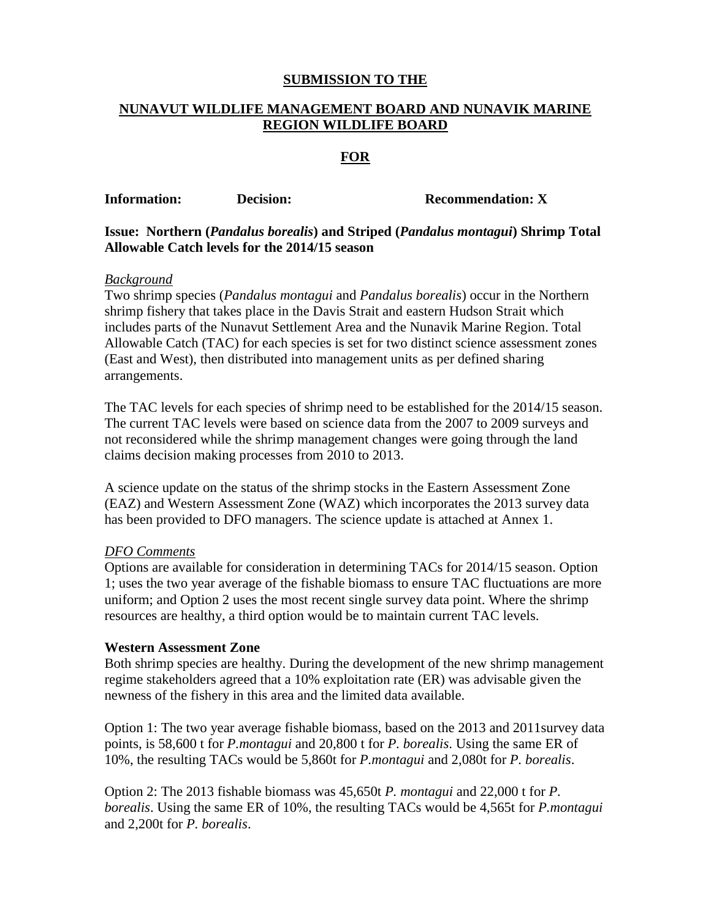**SUBMISSION TO THE**

**NUNAVUT WILDLIFE MANAGEMENT BOARD AND NUNAVIK MARINE REGION WILDLIFE BOARD**

**FOR**

**Information:** **Decision:** **Recommendation: X**

**Issue: Northern (*Pandalus borealis*) and Striped (*Pandalus montagui*) Shrimp Total Allowable Catch levels for the 2014/15 season**

*Background*

Two shrimp species (*Pandalus montagui* and *Pandalus borealis*) occur in the Northern shrimp fishery that takes place in the Davis Strait and eastern Hudson Strait which includes parts of the Nunavut Settlement Area and the Nunavik Marine Region. Total Allowable Catch (TAC) for each species is set for two distinct science assessment zones (East and West), then distributed into management units as per defined sharing arrangements.

The TAC levels for each species of shrimp need to be established for the 2014/15 season. The current TAC levels were based on science data from the 2007 to 2009 surveys and not reconsidered while the shrimp management changes were going through the land claims decision making processes from 2010 to 2013.

A science update on the status of the shrimp stocks in the Eastern Assessment Zone (EAZ) and Western Assessment Zone (WAZ) which incorporates the 2013 survey data has been provided to DFO managers. The science update is attached at Annex 1.

*DFO Comments*

Options are available for consideration in determining TACs for 2014/15 season. Option 1; uses the two year average of the fishable biomass to ensure TAC fluctuations are more uniform; and Option 2 uses the most recent single survey data point. Where the shrimp resources are healthy, a third option would be to maintain current TAC levels.

**Western Assessment Zone**

Both shrimp species are healthy. During the development of the new shrimp management regime stakeholders agreed that a 10% exploitation rate (ER) was advisable given the newness of the fishery in this area and the limited data available.

Option 1: The two year average fishable biomass, based on the 2013 and 2011survey data points, is 58,600 t for *P.montagui* and 20,800 t for *P. borealis*. Using the same ER of 10%, the resulting TACs would be 5,860t for *P.montagui* and 2,080t for *P. borealis*.

Option 2: The 2013 fishable biomass was 45,650t *P. montagui* and 22,000 t for *P. borealis*. Using the same ER of 10%, the resulting TACs would be 4,565t for *P.montagui* and 2,200t for *P. borealis*.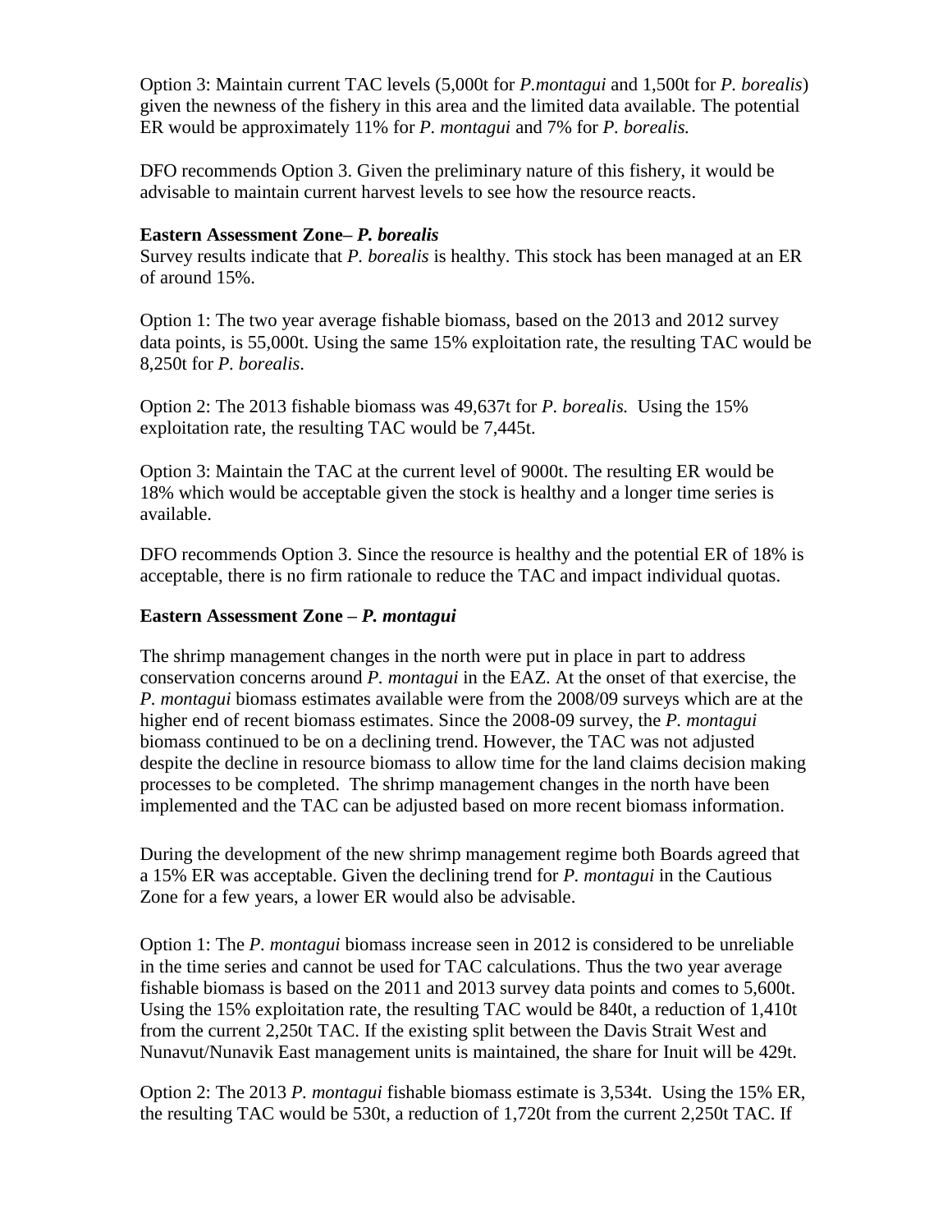Option 3: Maintain current TAC levels (5,000t for *P.montagui* and 1,500t for *P. borealis*) given the newness of the fishery in this area and the limited data available. The potential ER would be approximately 11% for *P. montagui* and 7% for *P. borealis.*

DFO recommends Option 3. Given the preliminary nature of this fishery, it would be advisable to maintain current harvest levels to see how the resource reacts.

**Eastern Assessment Zone– *P. borealis***

Survey results indicate that *P. borealis* is healthy. This stock has been managed at an ER of around 15%.

Option 1: The two year average fishable biomass, based on the 2013 and 2012 survey data points, is 55,000t. Using the same 15% exploitation rate, the resulting TAC would be 8,250t for *P. borealis*.

Option 2: The 2013 fishable biomass was 49,637t for *P. borealis.* Using the 15% exploitation rate, the resulting TAC would be 7,445t.

Option 3: Maintain the TAC at the current level of 9000t. The resulting ER would be 18% which would be acceptable given the stock is healthy and a longer time series is available.

DFO recommends Option 3. Since the resource is healthy and the potential ER of 18% is acceptable, there is no firm rationale to reduce the TAC and impact individual quotas.

**Eastern Assessment Zone – *P. montagui***

The shrimp management changes in the north were put in place in part to address conservation concerns around *P. montagui* in the EAZ. At the onset of that exercise, the *P. montagui* biomass estimates available were from the 2008/09 surveys which are at the higher end of recent biomass estimates. Since the 2008-09 survey, the *P. montagui* biomass continued to be on a declining trend. However, the TAC was not adjusted despite the decline in resource biomass to allow time for the land claims decision making processes to be completed. The shrimp management changes in the north have been implemented and the TAC can be adjusted based on more recent biomass information.

During the development of the new shrimp management regime both Boards agreed that a 15% ER was acceptable. Given the declining trend for *P. montagui* in the Cautious Zone for a few years, a lower ER would also be advisable.

Option 1: The *P. montagui* biomass increase seen in 2012 is considered to be unreliable in the time series and cannot be used for TAC calculations. Thus the two year average fishable biomass is based on the 2011 and 2013 survey data points and comes to 5,600t. Using the 15% exploitation rate, the resulting TAC would be 840t, a reduction of 1,410t from the current 2,250t TAC. If the existing split between the Davis Strait West and Nunavut/Nunavik East management units is maintained, the share for Inuit will be 429t.

Option 2: The 2013 *P. montagui* fishable biomass estimate is 3,534t. Using the 15% ER, the resulting TAC would be 530t, a reduction of 1,720t from the current 2,250t TAC. If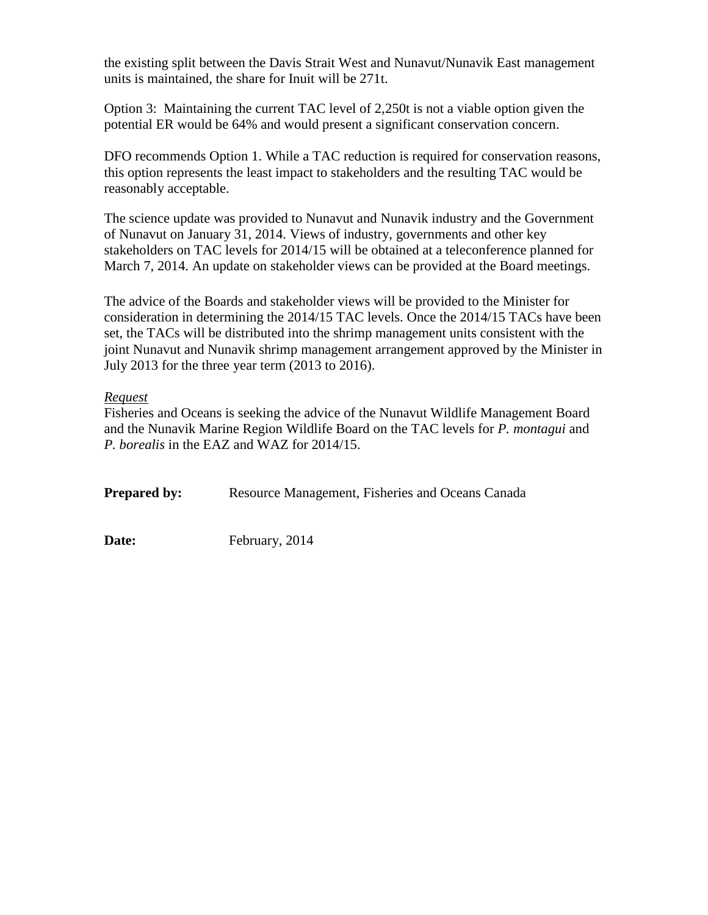the existing split between the Davis Strait West and Nunavut/Nunavik East management units is maintained, the share for Inuit will be 271t.

Option 3: Maintaining the current TAC level of 2,250t is not a viable option given the potential ER would be 64% and would present a significant conservation concern.

DFO recommends Option 1. While a TAC reduction is required for conservation reasons, this option represents the least impact to stakeholders and the resulting TAC would be reasonably acceptable.

The science update was provided to Nunavut and Nunavik industry and the Government of Nunavut on January 31, 2014. Views of industry, governments and other key stakeholders on TAC levels for 2014/15 will be obtained at a teleconference planned for March 7, 2014. An update on stakeholder views can be provided at the Board meetings.

The advice of the Boards and stakeholder views will be provided to the Minister for consideration in determining the 2014/15 TAC levels. Once the 2014/15 TACs have been set, the TACs will be distributed into the shrimp management units consistent with the joint Nunavut and Nunavik shrimp management arrangement approved by the Minister in July 2013 for the three year term (2013 to 2016).

<u>*Request*</u>

Fisheries and Oceans is seeking the advice of the Nunavut Wildlife Management Board and the Nunavik Marine Region Wildlife Board on the TAC levels for *P. montagui* and *P. borealis* in the EAZ and WAZ for 2014/15.

**Prepared by:** Resource Management, Fisheries and Oceans Canada

**Date:** February, 2014